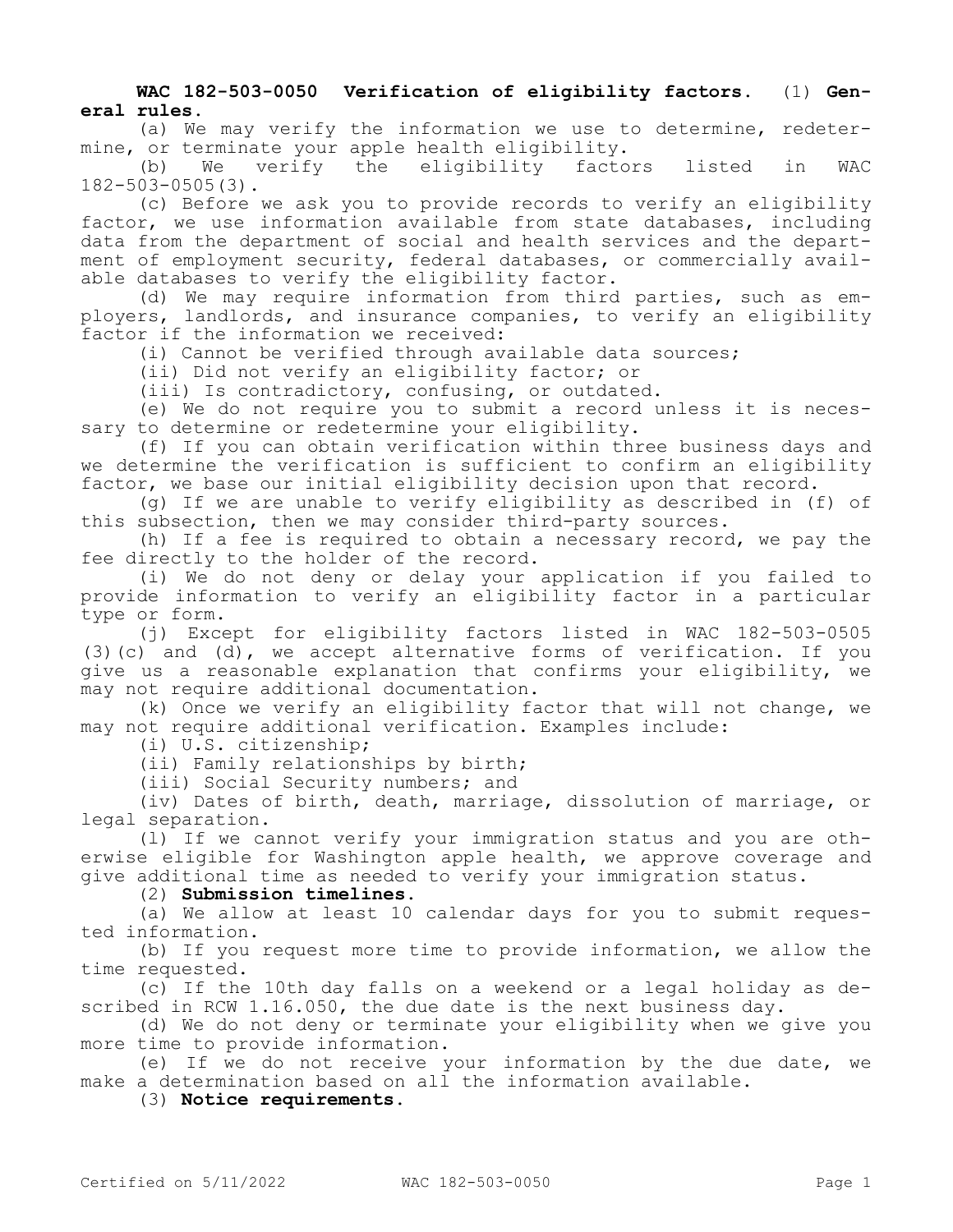**WAC 182-503-0050 Verification of eligibility factors.** (1) **General rules.**

(a) We may verify the information we use to determine, redetermine, or terminate your apple health eligibility.

(b) We verify the eligibility factors listed in WAC 182-503-0505(3).

(c) Before we ask you to provide records to verify an eligibility factor, we use information available from state databases, including data from the department of social and health services and the department of employment security, federal databases, or commercially available databases to verify the eligibility factor.

(d) We may require information from third parties, such as employers, landlords, and insurance companies, to verify an eligibility factor if the information we received:

(i) Cannot be verified through available data sources;

(ii) Did not verify an eligibility factor; or

(iii) Is contradictory, confusing, or outdated.

(e) We do not require you to submit a record unless it is necessary to determine or redetermine your eligibility.

(f) If you can obtain verification within three business days and we determine the verification is sufficient to confirm an eligibility factor, we base our initial eligibility decision upon that record.

(g) If we are unable to verify eligibility as described in (f) of this subsection, then we may consider third-party sources.

(h) If a fee is required to obtain a necessary record, we pay the fee directly to the holder of the record.

(i) We do not deny or delay your application if you failed to provide information to verify an eligibility factor in a particular type or form.

(j) Except for eligibility factors listed in WAC 182-503-0505 (3)(c) and (d), we accept alternative forms of verification. If you give us a reasonable explanation that confirms your eligibility, we may not require additional documentation.

(k) Once we verify an eligibility factor that will not change, we may not require additional verification. Examples include:

(i) U.S. citizenship;

(ii) Family relationships by birth;

(iii) Social Security numbers; and

(iv) Dates of birth, death, marriage, dissolution of marriage, or legal separation.

(l) If we cannot verify your immigration status and you are otherwise eligible for Washington apple health, we approve coverage and give additional time as needed to verify your immigration status.

(2) **Submission timelines.**

(a) We allow at least 10 calendar days for you to submit requested information.

(b) If you request more time to provide information, we allow the time requested.

(c) If the 10th day falls on a weekend or a legal holiday as described in RCW 1.16.050, the due date is the next business day.

(d) We do not deny or terminate your eligibility when we give you more time to provide information.

(e) If we do not receive your information by the due date, we make a determination based on all the information available.

(3) **Notice requirements.**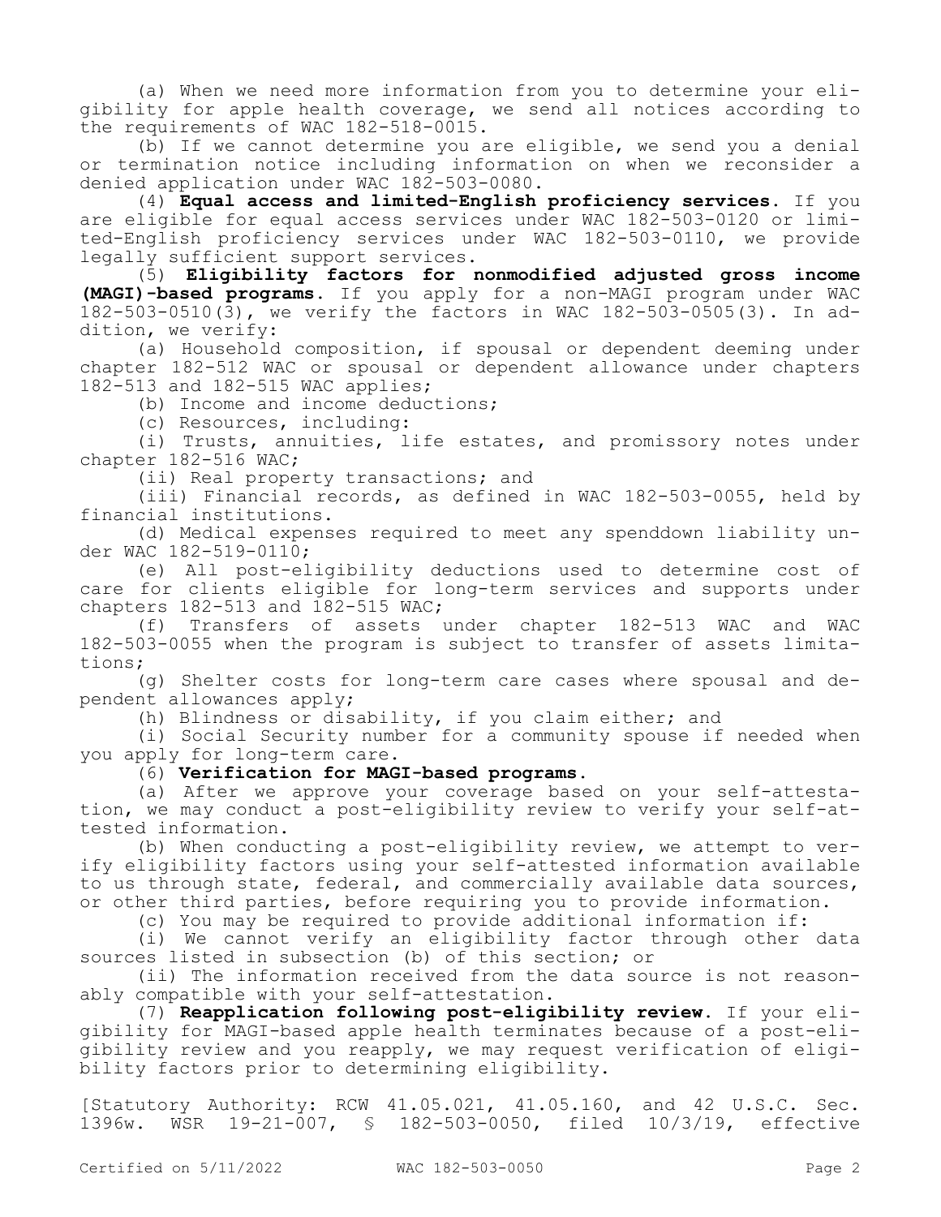(a) When we need more information from you to determine your eligibility for apple health coverage, we send all notices according to the requirements of WAC 182-518-0015.

(b) If we cannot determine you are eligible, we send you a denial or termination notice including information on when we reconsider a denied application under WAC 182-503-0080.

(4) **Equal access and limited-English proficiency services.** If you are eligible for equal access services under WAC 182-503-0120 or limited-English proficiency services under WAC 182-503-0110, we provide legally sufficient support services.

(5) **Eligibility factors for nonmodified adjusted gross income (MAGI)-based programs.** If you apply for a non-MAGI program under WAC 182-503-0510(3), we verify the factors in WAC 182-503-0505(3). In addition, we verify:

(a) Household composition, if spousal or dependent deeming under chapter 182-512 WAC or spousal or dependent allowance under chapters 182-513 and 182-515 WAC applies;

(b) Income and income deductions;

(c) Resources, including:

(i) Trusts, annuities, life estates, and promissory notes under chapter 182-516 WAC;

(ii) Real property transactions; and

(iii) Financial records, as defined in WAC 182-503-0055, held by financial institutions.

(d) Medical expenses required to meet any spenddown liability under WAC 182-519-0110;

(e) All post-eligibility deductions used to determine cost of care for clients eligible for long-term services and supports under chapters 182-513 and 182-515 WAC;

(f) Transfers of assets under chapter 182-513 WAC and WAC 182-503-0055 when the program is subject to transfer of assets limitations;

(g) Shelter costs for long-term care cases where spousal and dependent allowances apply;

(h) Blindness or disability, if you claim either; and

(i) Social Security number for a community spouse if needed when you apply for long-term care.

(6) **Verification for MAGI-based programs.**

(a) After we approve your coverage based on your self-attestation, we may conduct a post-eligibility review to verify your self-attested information.

(b) When conducting a post-eligibility review, we attempt to verify eligibility factors using your self-attested information available to us through state, federal, and commercially available data sources, or other third parties, before requiring you to provide information.

(c) You may be required to provide additional information if:

(i) We cannot verify an eligibility factor through other data sources listed in subsection (b) of this section; or

(ii) The information received from the data source is not reasonably compatible with your self-attestation.

(7) **Reapplication following post-eligibility review.** If your eligibility for MAGI-based apple health terminates because of a post-eligibility review and you reapply, we may request verification of eligibility factors prior to determining eligibility.

[Statutory Authority: RCW 41.05.021, 41.05.160, and 42 U.S.C. Sec. 1396w. WSR 19-21-007, § 182-503-0050, filed 10/3/19, effective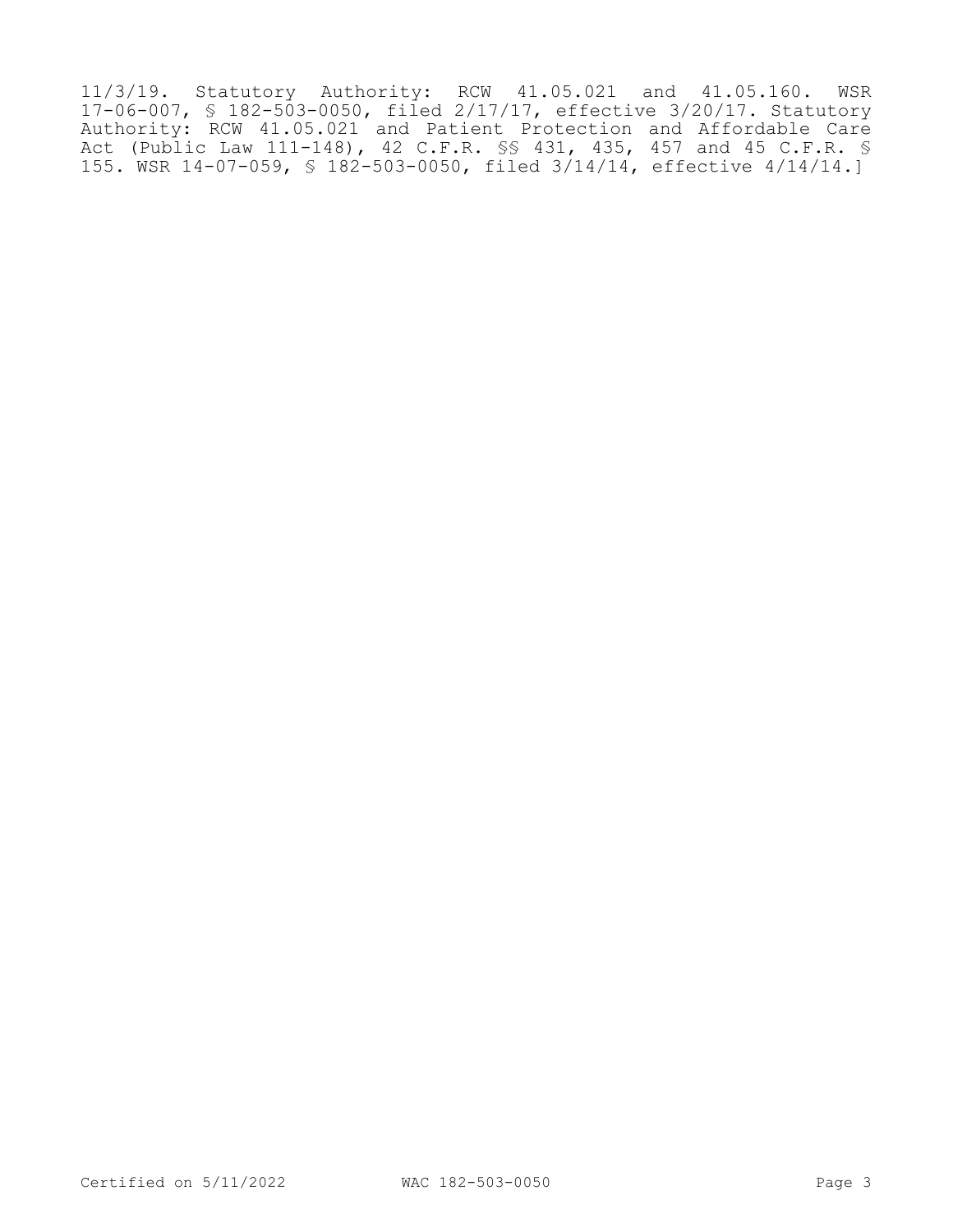11/3/19. Statutory Authority: RCW 41.05.021 and 41.05.160. WSR 17-06-007, § 182-503-0050, filed 2/17/17, effective 3/20/17. Statutory Authority: RCW 41.05.021 and Patient Protection and Affordable Care Act (Public Law 111-148), 42 C.F.R. §§ 431, 435, 457 and 45 C.F.R. § 155. WSR 14-07-059, § 182-503-0050, filed 3/14/14, effective 4/14/14.]